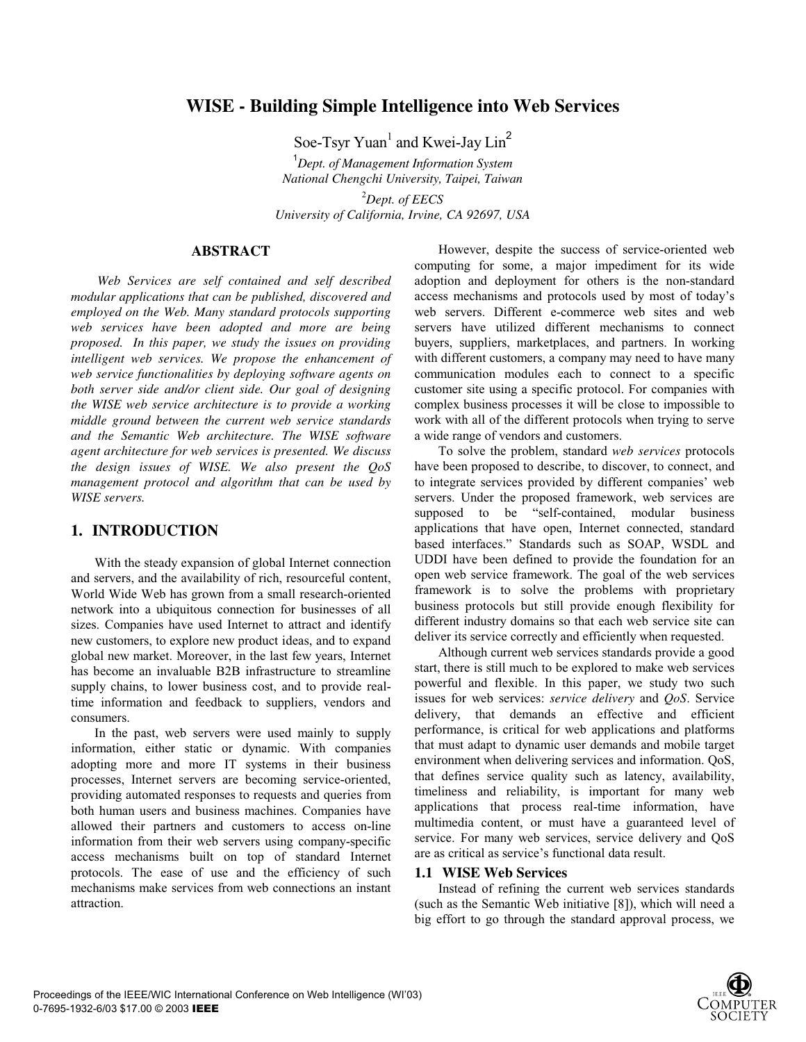# WISE - Building Simple Intelligence into Web Services

Soe-Tsyr Yuan[1] and Kwei-Jay Lin[2]

[1] *Dept. of Management Information System*
*National Chengchi University, Taipei, Taiwan*

[2] *Dept. of EECS*
*University of California, Irvine, CA 92697, USA*

## ABSTRACT

*Web Services are self contained and self described modular applications that can be published, discovered and employed on the Web. Many standard protocols supporting web services have been adopted and more are being proposed. In this paper, we study the issues on providing intelligent web services. We propose the enhancement of web service functionalities by deploying software agents on both server side and/or client side. Our goal of designing the WISE web service architecture is to provide a working middle ground between the current web service standards and the Semantic Web architecture. The WISE software agent architecture for web services is presented. We discuss the design issues of WISE. We also present the QoS management protocol and algorithm that can be used by WISE servers.*

## 1. INTRODUCTION

With the steady expansion of global Internet connection and servers, and the availability of rich, resourceful content, World Wide Web has grown from a small research-oriented network into a ubiquitous connection for businesses of all sizes. Companies have used Internet to attract and identify new customers, to explore new product ideas, and to expand global new market. Moreover, in the last few years, Internet has become an invaluable B2B infrastructure to streamline supply chains, to lower business cost, and to provide real-time information and feedback to suppliers, vendors and consumers.

In the past, web servers were used mainly to supply information, either static or dynamic. With companies adopting more and more IT systems in their business processes, Internet servers are becoming service-oriented, providing automated responses to requests and queries from both human users and business machines. Companies have allowed their partners and customers to access on-line information from their web servers using company-specific access mechanisms built on top of standard Internet protocols. The ease of use and the efficiency of such mechanisms make services from web connections an instant attraction.

However, despite the success of service-oriented web computing for some, a major impediment for its wide adoption and deployment for others is the non-standard access mechanisms and protocols used by most of today's web servers. Different e-commerce web sites and web servers have utilized different mechanisms to connect buyers, suppliers, marketplaces, and partners. In working with different customers, a company may need to have many communication modules each to connect to a specific customer site using a specific protocol. For companies with complex business processes it will be close to impossible to work with all of the different protocols when trying to serve a wide range of vendors and customers.

To solve the problem, standard *web services* protocols have been proposed to describe, to discover, to connect, and to integrate services provided by different companies' web servers. Under the proposed framework, web services are supposed to be "self-contained, modular business applications that have open, Internet connected, standard based interfaces." Standards such as SOAP, WSDL and UDDI have been defined to provide the foundation for an open web service framework. The goal of the web services framework is to solve the problems with proprietary business protocols but still provide enough flexibility for different industry domains so that each web service site can deliver its service correctly and efficiently when requested.

Although current web services standards provide a good start, there is still much to be explored to make web services powerful and flexible. In this paper, we study two such issues for web services: *service delivery* and *QoS*. Service delivery, that demands an effective and efficient performance, is critical for web applications and platforms that must adapt to dynamic user demands and mobile target environment when delivering services and information. QoS, that defines service quality such as latency, availability, timeliness and reliability, is important for many web applications that process real-time information, have multimedia content, or must have a guaranteed level of service. For many web services, service delivery and QoS are as critical as service's functional data result.

### 1.1 WISE Web Services

Instead of refining the current web services standards (such as the Semantic Web initiative [8]), which will need a big effort to go through the standard approval process, we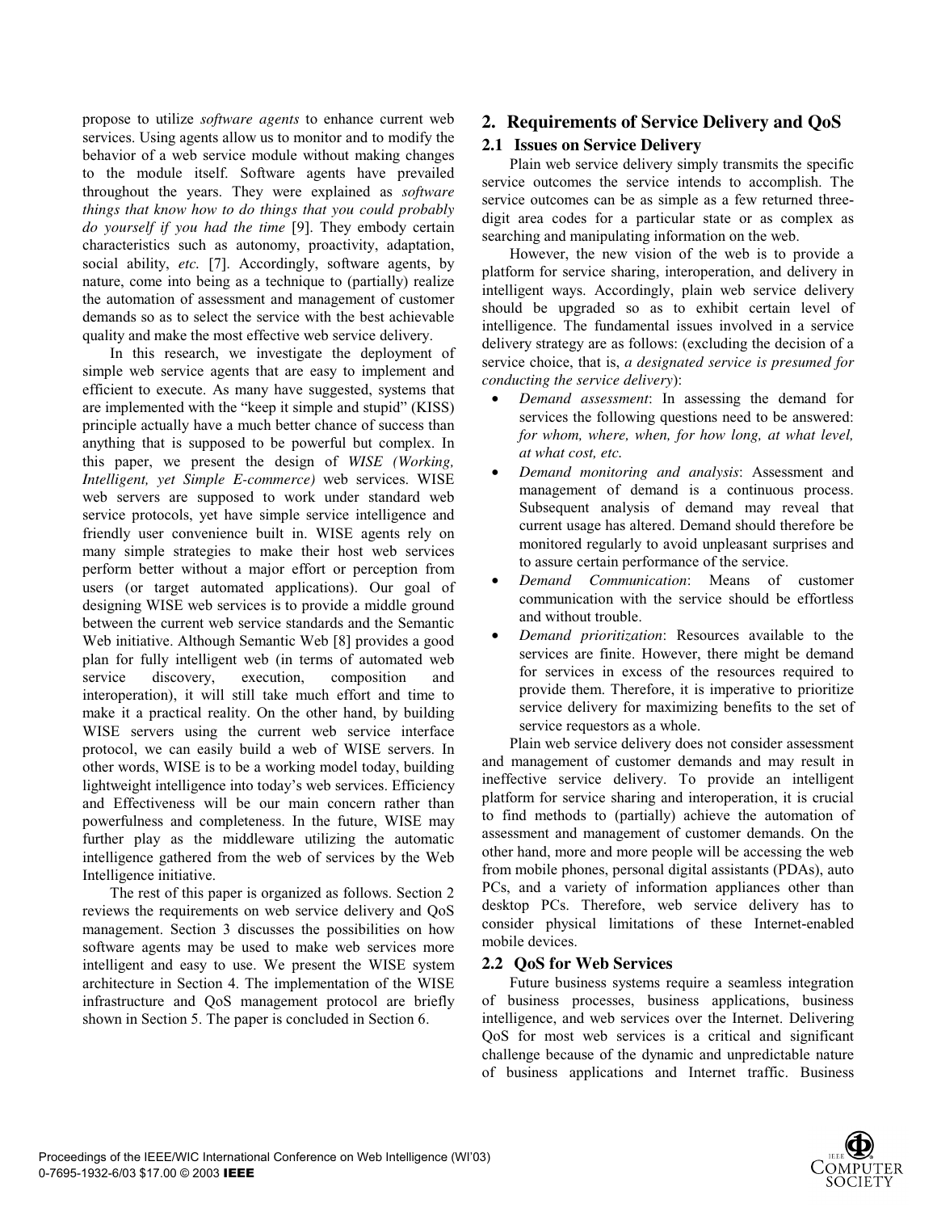propose to utilize *software agents* to enhance current web services. Using agents allow us to monitor and to modify the behavior of a web service module without making changes to the module itself. Software agents have prevailed throughout the years. They were explained as *software things that know how to do things that you could probably do yourself if you had the time* [9]. They embody certain characteristics such as autonomy, proactivity, adaptation, social ability, *etc.* [7]. Accordingly, software agents, by nature, come into being as a technique to (partially) realize the automation of assessment and management of customer demands so as to select the service with the best achievable quality and make the most effective web service delivery.

In this research, we investigate the deployment of simple web service agents that are easy to implement and efficient to execute. As many have suggested, systems that are implemented with the "keep it simple and stupid" (KISS) principle actually have a much better chance of success than anything that is supposed to be powerful but complex. In this paper, we present the design of *WISE (Working, Intelligent, yet Simple E-commerce)* web services. WISE web servers are supposed to work under standard web service protocols, yet have simple service intelligence and friendly user convenience built in. WISE agents rely on many simple strategies to make their host web services perform better without a major effort or perception from users (or target automated applications). Our goal of designing WISE web services is to provide a middle ground between the current web service standards and the Semantic Web initiative. Although Semantic Web [8] provides a good plan for fully intelligent web (in terms of automated web service discovery, execution, composition and interoperation), it will still take much effort and time to make it a practical reality. On the other hand, by building WISE servers using the current web service interface protocol, we can easily build a web of WISE servers. In other words, WISE is to be a working model today, building lightweight intelligence into today's web services. Efficiency and Effectiveness will be our main concern rather than powerfulness and completeness. In the future, WISE may further play as the middleware utilizing the automatic intelligence gathered from the web of services by the Web Intelligence initiative.

The rest of this paper is organized as follows. Section 2 reviews the requirements on web service delivery and QoS management. Section 3 discusses the possibilities on how software agents may be used to make web services more intelligent and easy to use. We present the WISE system architecture in Section 4. The implementation of the WISE infrastructure and QoS management protocol are briefly shown in Section 5. The paper is concluded in Section 6.

## 2. Requirements of Service Delivery and QoS

### 2.1 Issues on Service Delivery

Plain web service delivery simply transmits the specific service outcomes the service intends to accomplish. The service outcomes can be as simple as a few returned three-digit area codes for a particular state or as complex as searching and manipulating information on the web.

However, the new vision of the web is to provide a platform for service sharing, interoperation, and delivery in intelligent ways. Accordingly, plain web service delivery should be upgraded so as to exhibit certain level of intelligence. The fundamental issues involved in a service delivery strategy are as follows: (excluding the decision of a service choice, that is, *a designated service is presumed for conducting the service delivery*):

- *Demand assessment*: In assessing the demand for services the following questions need to be answered: *for whom, where, when, for how long, at what level, at what cost, etc.*
- *Demand monitoring and analysis*: Assessment and management of demand is a continuous process. Subsequent analysis of demand may reveal that current usage has altered. Demand should therefore be monitored regularly to avoid unpleasant surprises and to assure certain performance of the service.
- *Demand Communication*: Means of customer communication with the service should be effortless and without trouble.
- *Demand prioritization*: Resources available to the services are finite. However, there might be demand for services in excess of the resources required to provide them. Therefore, it is imperative to prioritize service delivery for maximizing benefits to the set of service requestors as a whole.

Plain web service delivery does not consider assessment and management of customer demands and may result in ineffective service delivery. To provide an intelligent platform for service sharing and interoperation, it is crucial to find methods to (partially) achieve the automation of assessment and management of customer demands. On the other hand, more and more people will be accessing the web from mobile phones, personal digital assistants (PDAs), auto PCs, and a variety of information appliances other than desktop PCs. Therefore, web service delivery has to consider physical limitations of these Internet-enabled mobile devices.

### 2.2 QoS for Web Services

Future business systems require a seamless integration of business processes, business applications, business intelligence, and web services over the Internet. Delivering QoS for most web services is a critical and significant challenge because of the dynamic and unpredictable nature of business applications and Internet traffic. Business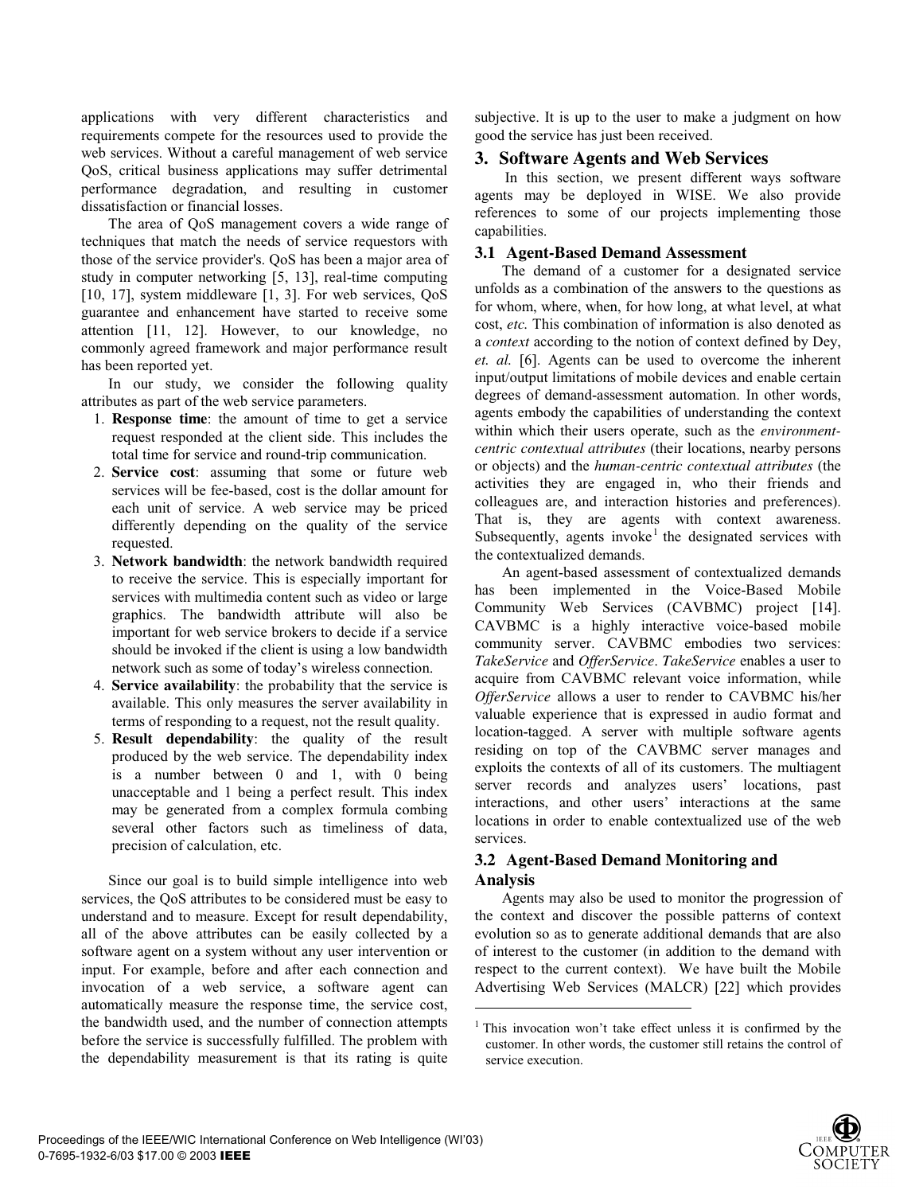applications with very different characteristics and requirements compete for the resources used to provide the web services. Without a careful management of web service QoS, critical business applications may suffer detrimental performance degradation, and resulting in customer dissatisfaction or financial losses.

The area of QoS management covers a wide range of techniques that match the needs of service requestors with those of the service provider's. QoS has been a major area of study in computer networking [5, 13], real-time computing [10, 17], system middleware [1, 3]. For web services, QoS guarantee and enhancement have started to receive some attention [11, 12]. However, to our knowledge, no commonly agreed framework and major performance result has been reported yet.

In our study, we consider the following quality attributes as part of the web service parameters.

1. **Response time**: the amount of time to get a service request responded at the client side. This includes the total time for service and round-trip communication.
2. **Service cost**: assuming that some or future web services will be fee-based, cost is the dollar amount for each unit of service. A web service may be priced differently depending on the quality of the service requested.
3. **Network bandwidth**: the network bandwidth required to receive the service. This is especially important for services with multimedia content such as video or large graphics. The bandwidth attribute will also be important for web service brokers to decide if a service should be invoked if the client is using a low bandwidth network such as some of today's wireless connection.
4. **Service availability**: the probability that the service is available. This only measures the server availability in terms of responding to a request, not the result quality.
5. **Result dependability**: the quality of the result produced by the web service. The dependability index is a number between 0 and 1, with 0 being unacceptable and 1 being a perfect result. This index may be generated from a complex formula combing several other factors such as timeliness of data, precision of calculation, etc.

Since our goal is to build simple intelligence into web services, the QoS attributes to be considered must be easy to understand and to measure. Except for result dependability, all of the above attributes can be easily collected by a software agent on a system without any user intervention or input. For example, before and after each connection and invocation of a web service, a software agent can automatically measure the response time, the service cost, the bandwidth used, and the number of connection attempts before the service is successfully fulfilled. The problem with the dependability measurement is that its rating is quite subjective. It is up to the user to make a judgment on how good the service has just been received.

## 3. Software Agents and Web Services

In this section, we present different ways software agents may be deployed in WISE. We also provide references to some of our projects implementing those capabilities.

### 3.1 Agent-Based Demand Assessment

The demand of a customer for a designated service unfolds as a combination of the answers to the questions as for whom, where, when, for how long, at what level, at what cost, *etc.* This combination of information is also denoted as a *context* according to the notion of context defined by Dey, *et. al.* [6]. Agents can be used to overcome the inherent input/output limitations of mobile devices and enable certain degrees of demand-assessment automation. In other words, agents embody the capabilities of understanding the context within which their users operate, such as the *environment-centric contextual attributes* (their locations, nearby persons or objects) and the *human-centric contextual attributes* (the activities they are engaged in, who their friends and colleagues are, and interaction histories and preferences). That is, they are agents with context awareness. Subsequently, agents invoke[1] the designated services with the contextualized demands.

An agent-based assessment of contextualized demands has been implemented in the Voice-Based Mobile Community Web Services (CAVBMC) project [14]. CAVBMC is a highly interactive voice-based mobile community server. CAVBMC embodies two services: *TakeService* and *OfferService*. *TakeService* enables a user to acquire from CAVBMC relevant voice information, while *OfferService* allows a user to render to CAVBMC his/her valuable experience that is expressed in audio format and location-tagged. A server with multiple software agents residing on top of the CAVBMC server manages and exploits the contexts of all of its customers. The multiagent server records and analyzes users' locations, past interactions, and other users' interactions at the same locations in order to enable contextualized use of the web services.

### 3.2 Agent-Based Demand Monitoring and Analysis

Agents may also be used to monitor the progression of the context and discover the possible patterns of context evolution so as to generate additional demands that are also of interest to the customer (in addition to the demand with respect to the current context). We have built the Mobile Advertising Web Services (MALCR) [22] which provides

[1] This invocation won't take effect unless it is confirmed by the customer. In other words, the customer still retains the control of service execution.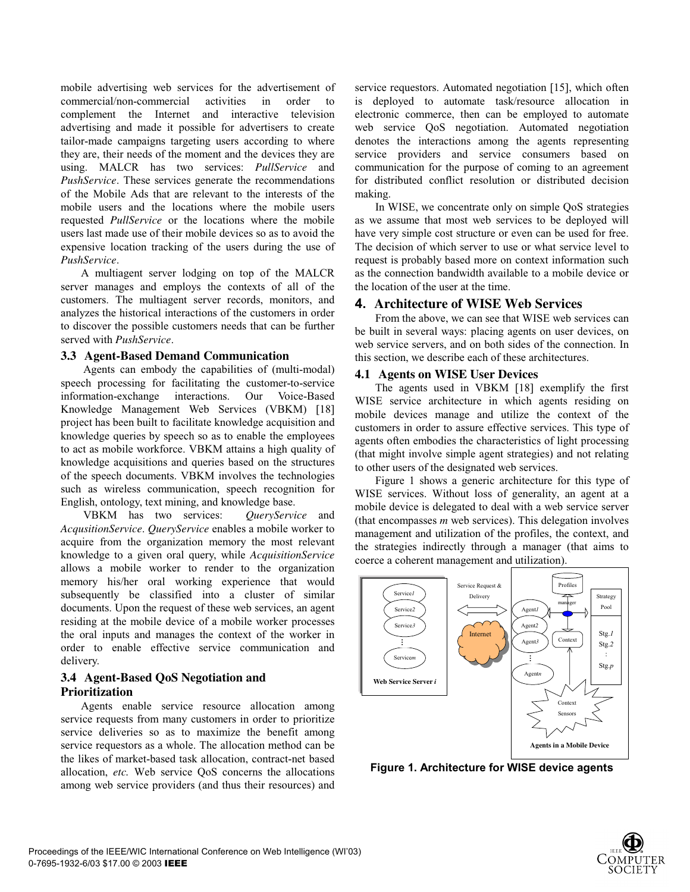mobile advertising web services for the advertisement of commercial/non-commercial activities in order to complement the Internet and interactive television advertising and made it possible for advertisers to create tailor-made campaigns targeting users according to where they are, their needs of the moment and the devices they are using. MALCR has two services: *PullService* and *PushService*. These services generate the recommendations of the Mobile Ads that are relevant to the interests of the mobile users and the locations where the mobile users requested *PullService* or the locations where the mobile users last made use of their mobile devices so as to avoid the expensive location tracking of the users during the use of *PushService*.

A multiagent server lodging on top of the MALCR server manages and employs the contexts of all of the customers. The multiagent server records, monitors, and analyzes the historical interactions of the customers in order to discover the possible customers needs that can be further served with *PushService*.

### 3.3 Agent-Based Demand Communication

Agents can embody the capabilities of (multi-modal) speech processing for facilitating the customer-to-service information-exchange interactions. Our Voice-Based Knowledge Management Web Services (VBKM) [18] project has been built to facilitate knowledge acquisition and knowledge queries by speech so as to enable the employees to act as mobile workforce. VBKM attains a high quality of knowledge acquisitions and queries based on the structures of the speech documents. VBKM involves the technologies such as wireless communication, speech recognition for English, ontology, text mining, and knowledge base.

VBKM has two services: *QueryService* and *AcqusitionService*. *QueryService* enables a mobile worker to acquire from the organization memory the most relevant knowledge to a given oral query, while *AcquisitionService* allows a mobile worker to render to the organization memory his/her oral working experience that would subsequently be classified into a cluster of similar documents. Upon the request of these web services, an agent residing at the mobile device of a mobile worker processes the oral inputs and manages the context of the worker in order to enable effective service communication and delivery.

### 3.4 Agent-Based QoS Negotiation and Prioritization

Agents enable service resource allocation among service requests from many customers in order to prioritize service deliveries so as to maximize the benefit among service requestors as a whole. The allocation method can be the likes of market-based task allocation, contract-net based allocation, *etc.* Web service QoS concerns the allocations among web service providers (and thus their resources) and service requestors. Automated negotiation [15], which often is deployed to automate task/resource allocation in electronic commerce, then can be employed to automate web service QoS negotiation. Automated negotiation denotes the interactions among the agents representing service providers and service consumers based on communication for the purpose of coming to an agreement for distributed conflict resolution or distributed decision making.

In WISE, we concentrate only on simple QoS strategies as we assume that most web services to be deployed will have very simple cost structure or even can be used for free. The decision of which server to use or what service level to request is probably based more on context information such as the connection bandwidth available to a mobile device or the location of the user at the time.

## 4. Architecture of WISE Web Services

From the above, we can see that WISE web services can be built in several ways: placing agents on user devices, on web service servers, and on both sides of the connection. In this section, we describe each of these architectures.

### 4.1 Agents on WISE User Devices

The agents used in VBKM [18] exemplify the first WISE service architecture in which agents residing on mobile devices manage and utilize the context of the customers in order to assure effective services. This type of agents often embodies the characteristics of light processing (that might involve simple agent strategies) and not relating to other users of the designated web services.

Figure 1 shows a generic architecture for this type of WISE services. Without loss of generality, an agent at a mobile device is delegated to deal with a web service server (that encompasses $m$ web services). This delegation involves management and utilization of the profiles, the context, and the strategies indirectly through a manager (that aims to coerce a coherent management and utilization).

**Figure 1. Architecture for WISE device agents**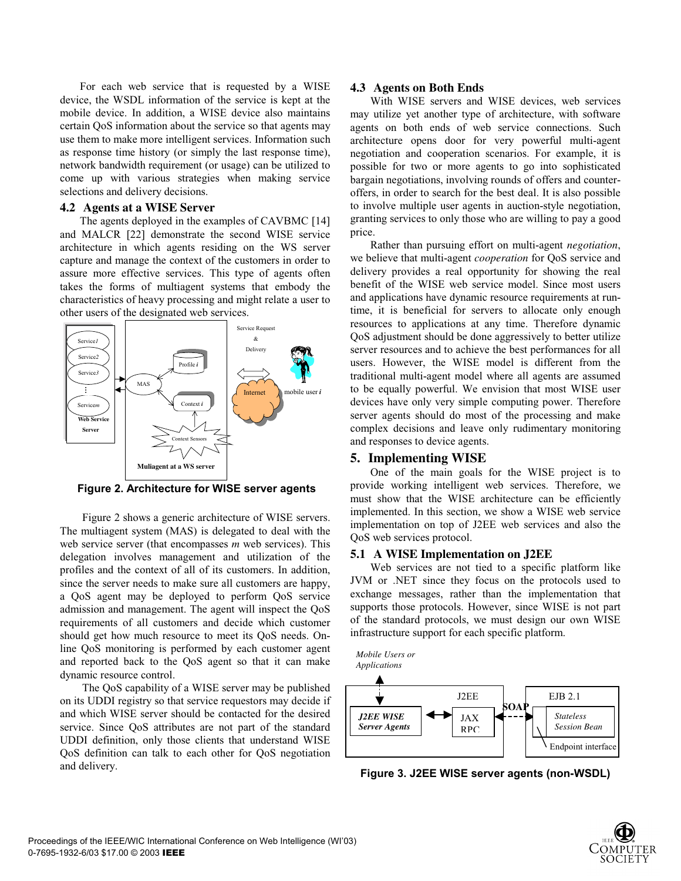For each web service that is requested by a WISE device, the WSDL information of the service is kept at the mobile device. In addition, a WISE device also maintains certain QoS information about the service so that agents may use them to make more intelligent services. Information such as response time history (or simply the last response time), network bandwidth requirement (or usage) can be utilized to come up with various strategies when making service selections and delivery decisions.

## 4.2 Agents at a WISE Server

The agents deployed in the examples of CAVBMC [14] and MALCR [22] demonstrate the second WISE service architecture in which agents residing on the WS server capture and manage the context of the customers in order to assure more effective services. This type of agents often takes the forms of multiagent systems that embody the characteristics of heavy processing and might relate a user to other users of the designated web services.

**Figure 2. Architecture for WISE server agents**

Figure 2 shows a generic architecture of WISE servers. The multiagent system (MAS) is delegated to deal with the web service server (that encompasses *m* web services). This delegation involves management and utilization of the profiles and the context of all of its customers. In addition, since the server needs to make sure all customers are happy, a QoS agent may be deployed to perform QoS service admission and management. The agent will inspect the QoS requirements of all customers and decide which customer should get how much resource to meet its QoS needs. On-line QoS monitoring is performed by each customer agent and reported back to the QoS agent so that it can make dynamic resource control.

The QoS capability of a WISE server may be published on its UDDI registry so that service requestors may decide if and which WISE server should be contacted for the desired service. Since QoS attributes are not part of the standard UDDI definition, only those clients that understand WISE QoS definition can talk to each other for QoS negotiation and delivery.

## 4.3 Agents on Both Ends

With WISE servers and WISE devices, web services may utilize yet another type of architecture, with software agents on both ends of web service connections. Such architecture opens door for very powerful multi-agent negotiation and cooperation scenarios. For example, it is possible for two or more agents to go into sophisticated bargain negotiations, involving rounds of offers and counter-offers, in order to search for the best deal. It is also possible to involve multiple user agents in auction-style negotiation, granting services to only those who are willing to pay a good price.

Rather than pursuing effort on multi-agent *negotiation*, we believe that multi-agent *cooperation* for QoS service and delivery provides a real opportunity for showing the real benefit of the WISE web service model. Since most users and applications have dynamic resource requirements at run-time, it is beneficial for servers to allocate only enough resources to applications at any time. Therefore dynamic QoS adjustment should be done aggressively to better utilize server resources and to achieve the best performances for all users. However, the WISE model is different from the traditional multi-agent model where all agents are assumed to be equally powerful. We envision that most WISE user devices have only very simple computing power. Therefore server agents should do most of the processing and make complex decisions and leave only rudimentary monitoring and responses to device agents.

# 5. Implementing WISE

One of the main goals for the WISE project is to provide working intelligent web services. Therefore, we must show that the WISE architecture can be efficiently implemented. In this section, we show a WISE web service implementation on top of J2EE web services and also the QoS web services protocol.

## 5.1 A WISE Implementation on J2EE

Web services are not tied to a specific platform like JVM or .NET since they focus on the protocols used to exchange messages, rather than the implementation that supports those protocols. However, since WISE is not part of the standard protocols, we must design our own WISE infrastructure support for each specific platform.

**Figure 3. J2EE WISE server agents (non-WSDL)**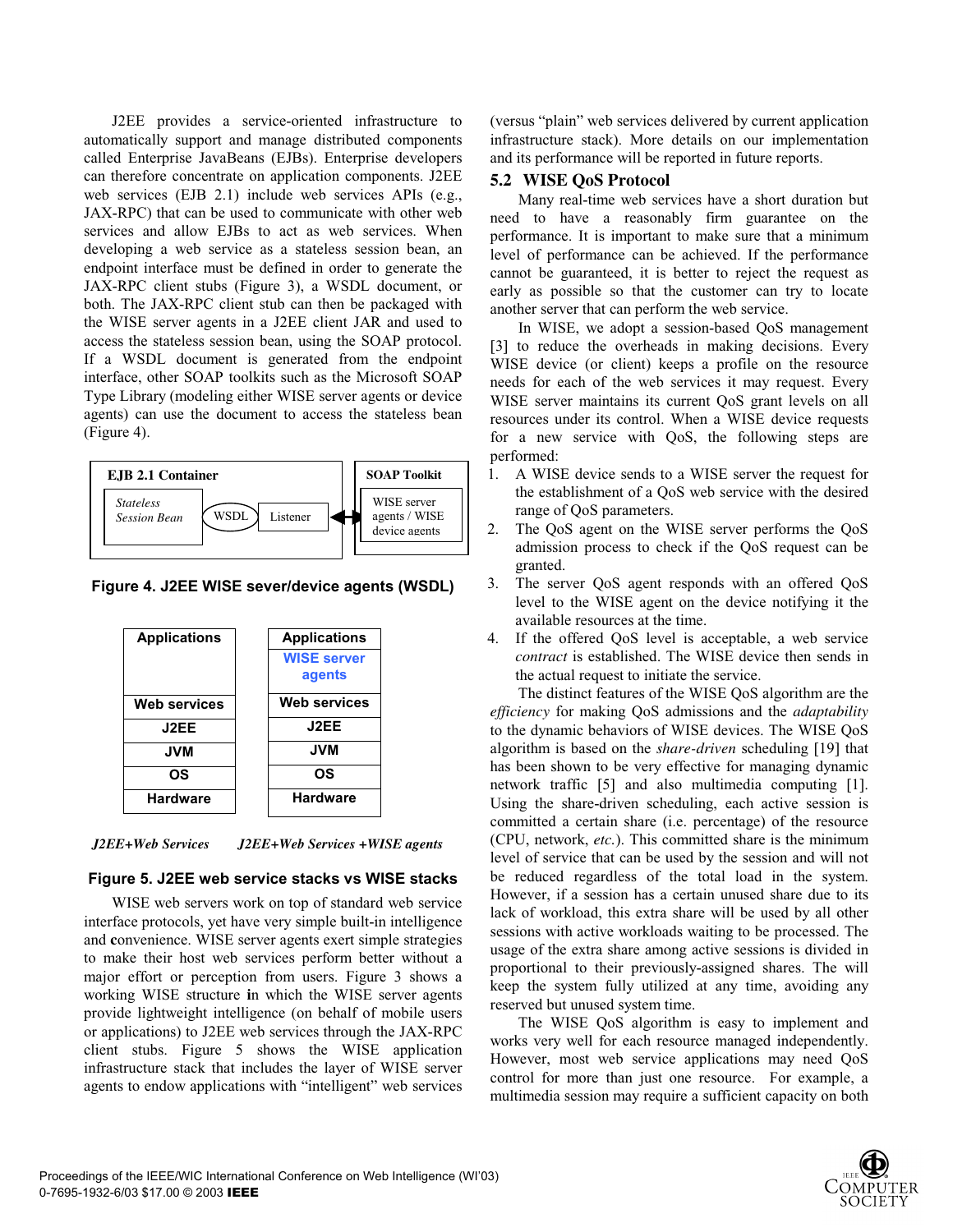J2EE provides a service-oriented infrastructure to automatically support and manage distributed components called Enterprise JavaBeans (EJBs). Enterprise developers can therefore concentrate on application components. J2EE web services (EJB 2.1) include web services APIs (e.g., JAX-RPC) that can be used to communicate with other web services and allow EJBs to act as web services. When developing a web service as a stateless session bean, an endpoint interface must be defined in order to generate the JAX-RPC client stubs (Figure 3), a WSDL document, or both. The JAX-RPC client stub can then be packaged with the WISE server agents in a J2EE client JAR and used to access the stateless session bean, using the SOAP protocol. If a WSDL document is generated from the endpoint interface, other SOAP toolkits such as the Microsoft SOAP Type Library (modeling either WISE server agents or device agents) can use the document to access the stateless bean (Figure 4).

| EJB 2.1 Container | | | SOAP Toolkit |
|---|---|---|---|
| *Stateless Session Bean* | WSDL | Listener | WISE server agents / WISE device agents |

**Figure 4. J2EE WISE sever/device agents (WSDL)**

| J2EE+Web Services | J2EE+Web Services +WISE agents |
|---|---|
| Applications | Applications |
| | WISE server agents |
| Web services | Web services |
| J2EE | J2EE |
| JVM | JVM |
| OS | OS |
| Hardware | Hardware |

**Figure 5. J2EE web service stacks vs WISE stacks**

WISE web servers work on top of standard web service interface protocols, yet have very simple built-in intelligence and convenience. WISE server agents exert simple strategies to make their host web services perform better without a major effort or perception from users. Figure 3 shows a working WISE structure in which the WISE server agents provide lightweight intelligence (on behalf of mobile users or applications) to J2EE web services through the JAX-RPC client stubs. Figure 5 shows the WISE application infrastructure stack that includes the layer of WISE server agents to endow applications with "intelligent" web services (versus "plain" web services delivered by current application infrastructure stack). More details on our implementation and its performance will be reported in future reports.

## 5.2 WISE QoS Protocol

Many real-time web services have a short duration but need to have a reasonably firm guarantee on the performance. It is important to make sure that a minimum level of performance can be achieved. If the performance cannot be guaranteed, it is better to reject the request as early as possible so that the customer can try to locate another server that can perform the web service.

In WISE, we adopt a session-based QoS management [3] to reduce the overheads in making decisions. Every WISE device (or client) keeps a profile on the resource needs for each of the web services it may request. Every WISE server maintains its current QoS grant levels on all resources under its control. When a WISE device requests for a new service with QoS, the following steps are performed:

1. A WISE device sends to a WISE server the request for the establishment of a QoS web service with the desired range of QoS parameters.
2. The QoS agent on the WISE server performs the QoS admission process to check if the QoS request can be granted.
3. The server QoS agent responds with an offered QoS level to the WISE agent on the device notifying it the available resources at the time.
4. If the offered QoS level is acceptable, a web service *contract* is established. The WISE device then sends in the actual request to initiate the service.

The distinct features of the WISE QoS algorithm are the *efficiency* for making QoS admissions and the *adaptability* to the dynamic behaviors of WISE devices. The WISE QoS algorithm is based on the *share-driven* scheduling [19] that has been shown to be very effective for managing dynamic network traffic [5] and also multimedia computing [1]. Using the share-driven scheduling, each active session is committed a certain share (i.e. percentage) of the resource (CPU, network, *etc.*). This committed share is the minimum level of service that can be used by the session and will not be reduced regardless of the total load in the system. However, if a session has a certain unused share due to its lack of workload, this extra share will be used by all other sessions with active workloads waiting to be processed. The usage of the extra share among active sessions is divided in proportional to their previously-assigned shares. The will keep the system fully utilized at any time, avoiding any reserved but unused system time.

The WISE QoS algorithm is easy to implement and works very well for each resource managed independently. However, most web service applications may need QoS control for more than just one resource. For example, a multimedia session may require a sufficient capacity on both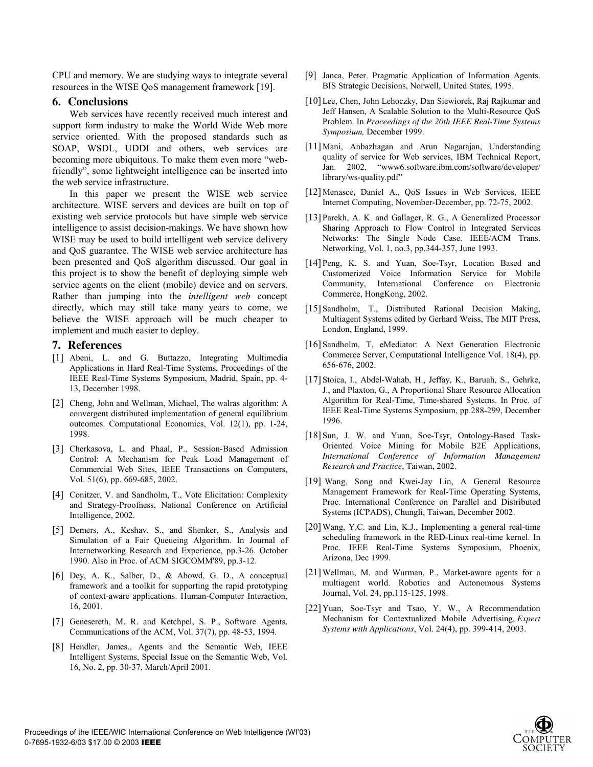CPU and memory. We are studying ways to integrate several resources in the WISE QoS management framework [19].

## 6. Conclusions

Web services have recently received much interest and support form industry to make the World Wide Web more service oriented. With the proposed standards such as SOAP, WSDL, UDDI and others, web services are becoming more ubiquitous. To make them even more "web-friendly", some lightweight intelligence can be inserted into the web service infrastructure.

In this paper we present the WISE web service architecture. WISE servers and devices are built on top of existing web service protocols but have simple web service intelligence to assist decision-makings. We have shown how WISE may be used to build intelligent web service delivery and QoS guarantee. The WISE web service architecture has been presented and QoS algorithm discussed. Our goal in this project is to show the benefit of deploying simple web service agents on the client (mobile) device and on servers. Rather than jumping into the *intelligent web* concept directly, which may still take many years to come, we believe the WISE approach will be much cheaper to implement and much easier to deploy.

## 7. References

[1] Abeni, L. and G. Buttazzo, Integrating Multimedia Applications in Hard Real-Time Systems, Proceedings of the IEEE Real-Time Systems Symposium, Madrid, Spain, pp. 4-13, December 1998.

[2] Cheng, John and Wellman, Michael, The walras algorithm: A convergent distributed implementation of general equilibrium outcomes. Computational Economics, Vol. 12(1), pp. 1-24, 1998.

[3] Cherkasova, L. and Phaal, P., Session-Based Admission Control: A Mechanism for Peak Load Management of Commercial Web Sites, IEEE Transactions on Computers, Vol. 51(6), pp. 669-685, 2002.

[4] Conitzer, V. and Sandholm, T., Vote Elicitation: Complexity and Strategy-Proofness, National Conference on Artificial Intelligence, 2002.

[5] Demers, A., Keshav, S., and Shenker, S., Analysis and Simulation of a Fair Queueing Algorithm. In Journal of Internetworking Research and Experience, pp.3-26. October 1990. Also in Proc. of ACM SIGCOMM'89, pp.3-12.

[6] Dey, A. K., Salber, D., & Abowd, G. D., A conceptual framework and a toolkit for supporting the rapid prototyping of context-aware applications. Human-Computer Interaction, 16, 2001.

[7] Genesereth, M. R. and Ketchpel, S. P., Software Agents. Communications of the ACM, Vol. 37(7), pp. 48-53, 1994.

[8] Hendler, James., Agents and the Semantic Web, IEEE Intelligent Systems, Special Issue on the Semantic Web, Vol. 16, No. 2, pp. 30-37, March/April 2001.

[9] Janca, Peter. Pragmatic Application of Information Agents. BIS Strategic Decisions, Norwell, United States, 1995.

[10] Lee, Chen, John Lehoczky, Dan Siewiorek, Raj Rajkumar and Jeff Hansen, A Scalable Solution to the Multi-Resource QoS Problem. In *Proceedings of the 20th IEEE Real-Time Systems Symposium,* December 1999.

[11] Mani, Anbazhagan and Arun Nagarajan, Understanding quality of service for Web services, IBM Technical Report, Jan. 2002, "www6.software.ibm.com/software/developer/library/ws-quality.pdf"

[12] Menasce, Daniel A., QoS Issues in Web Services, IEEE Internet Computing, November-December, pp. 72-75, 2002.

[13] Parekh, A. K. and Gallager, R. G., A Generalized Processor Sharing Approach to Flow Control in Integrated Services Networks: The Single Node Case. IEEE/ACM Trans. Networking, Vol. 1, no.3, pp.344-357, June 1993.

[14] Peng, K. S. and Yuan, Soe-Tsyr, Location Based and Customerized Voice Information Service for Mobile Community, International Conference on Electronic Commerce, HongKong, 2002.

[15] Sandholm, T., Distributed Rational Decision Making, Multiagent Systems edited by Gerhard Weiss, The MIT Press, London, England, 1999.

[16] Sandholm, T, eMediator: A Next Generation Electronic Commerce Server, Computational Intelligence Vol. 18(4), pp. 656-676, 2002.

[17] Stoica, I., Abdel-Wahab, H., Jeffay, K., Baruah, S., Gehrke, J., and Plaxton, G., A Proportional Share Resource Allocation Algorithm for Real-Time, Time-shared Systems. In Proc. of IEEE Real-Time Systems Symposium, pp.288-299, December 1996.

[18] Sun, J. W. and Yuan, Soe-Tsyr, Ontology-Based Task-Oriented Voice Mining for Mobile B2E Applications, *International Conference of Information Management Research and Practice*, Taiwan, 2002.

[19] Wang, Song and Kwei-Jay Lin, A General Resource Management Framework for Real-Time Operating Systems, Proc. International Conference on Parallel and Distributed Systems (ICPADS), Chungli, Taiwan, December 2002.

[20] Wang, Y.C. and Lin, K.J., Implementing a general real-time scheduling framework in the RED-Linux real-time kernel. In Proc. IEEE Real-Time Systems Symposium, Phoenix, Arizona, Dec 1999.

[21] Wellman, M. and Wurman, P., Market-aware agents for a multiagent world. Robotics and Autonomous Systems Journal, Vol. 24, pp.115-125, 1998.

[22] Yuan, Soe-Tsyr and Tsao, Y. W., A Recommendation Mechanism for Contextualized Mobile Advertising, *Expert Systems with Applications*, Vol. 24(4), pp. 399-414, 2003.